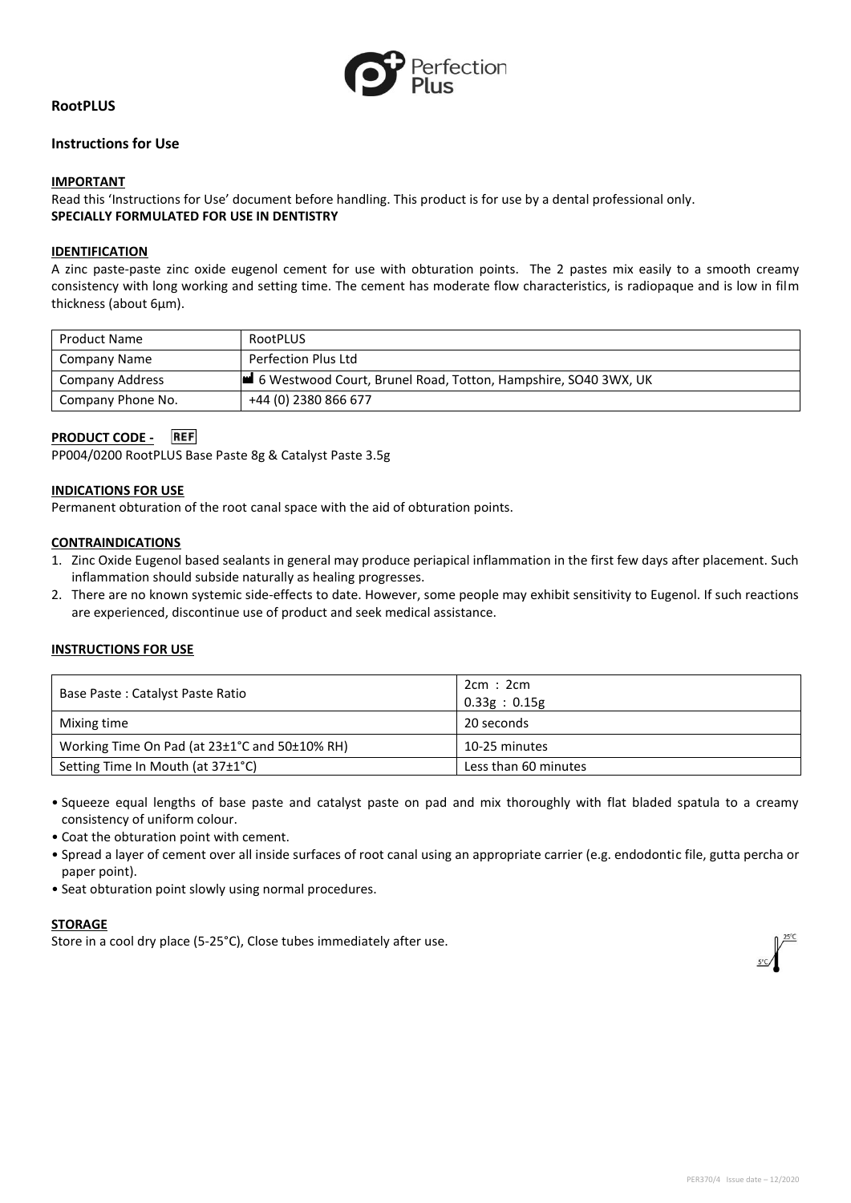**RootPLUS**

## Instructions for Use

### IMPORTANT

Read this 'Instructions for Use' document before handling. This product is for use by a dental professional only.
**SPECIALLY FORMULATED FOR USE IN DENTISTRY**

### IDENTIFICATION

A zinc paste-paste zinc oxide eugenol cement for use with obturation points. The 2 pastes mix easily to a smooth creamy consistency with long working and setting time. The cement has moderate flow characteristics, is radiopaque and is low in film thickness (about 6µm).

| Product Name | RootPLUS |
|---|---|
| Company Name | Perfection Plus Ltd |
| Company Address | 6 Westwood Court, Brunel Road, Totton, Hampshire, SO40 3WX, UK |
| Company Phone No. | +44 (0) 2380 866 677 |

### PRODUCT CODE - REF

PP004/0200 RootPLUS Base Paste 8g & Catalyst Paste 3.5g

### INDICATIONS FOR USE

Permanent obturation of the root canal space with the aid of obturation points.

### CONTRAINDICATIONS

1. Zinc Oxide Eugenol based sealants in general may produce periapical inflammation in the first few days after placement. Such inflammation should subside naturally as healing progresses.
2. There are no known systemic side-effects to date. However, some people may exhibit sensitivity to Eugenol. If such reactions are experienced, discontinue use of product and seek medical assistance.

### INSTRUCTIONS FOR USE

| Base Paste : Catalyst Paste Ratio | 2cm : 2cm<br>0.33g : 0.15g |
|---|---|
| Mixing time | 20 seconds |
| Working Time On Pad (at 23±1°C and 50±10% RH) | 10-25 minutes |
| Setting Time In Mouth (at 37±1°C) | Less than 60 minutes |

- Squeeze equal lengths of base paste and catalyst paste on pad and mix thoroughly with flat bladed spatula to a creamy consistency of uniform colour.
- Coat the obturation point with cement.
- Spread a layer of cement over all inside surfaces of root canal using an appropriate carrier (e.g. endodontic file, gutta percha or paper point).
- Seat obturation point slowly using normal procedures.

### STORAGE

Store in a cool dry place (5-25°C), Close tubes immediately after use.

PER370/4 Issue date – 12/2020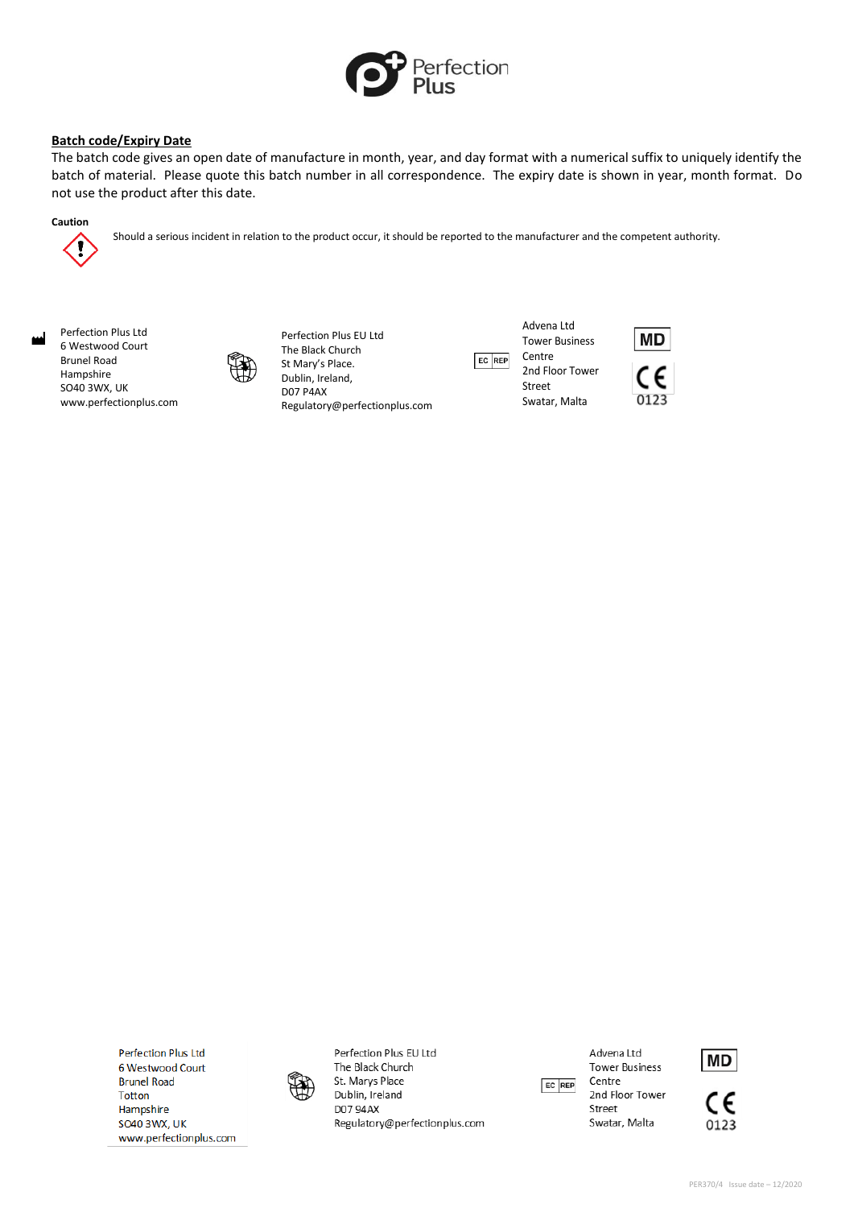Perfection Plus

## Batch code/Expiry Date

The batch code gives an open date of manufacture in month, year, and day format with a numerical suffix to uniquely identify the batch of material. Please quote this batch number in all correspondence. The expiry date is shown in year, month format. Do not use the product after this date.

**Caution**

Should a serious incident in relation to the product occur, it should be reported to the manufacturer and the competent authority.

Perfection Plus Ltd
6 Westwood Court
Brunel Road
Hampshire
SO40 3WX, UK
www.perfectionplus.com

Perfection Plus EU Ltd
The Black Church
St Mary's Place.
Dublin, Ireland,
D07 P4AX
Regulatory@perfectionplus.com

EC REP

Advena Ltd
Tower Business Centre
2nd Floor Tower Street
Swatar, Malta

MD

CE 0123

Perfection Plus Ltd
6 Westwood Court
Brunel Road
Totton
Hampshire
SO40 3WX, UK
www.perfectionplus.com

Perfection Plus EU Ltd
The Black Church
St. Marys Place
Dublin, Ireland
D07 94AX
Regulatory@perfectionplus.com

EC REP

Advena Ltd
Tower Business Centre
2nd Floor Tower Street
Swatar, Malta

MD

CE 0123

PER370/4 Issue date – 12/2020